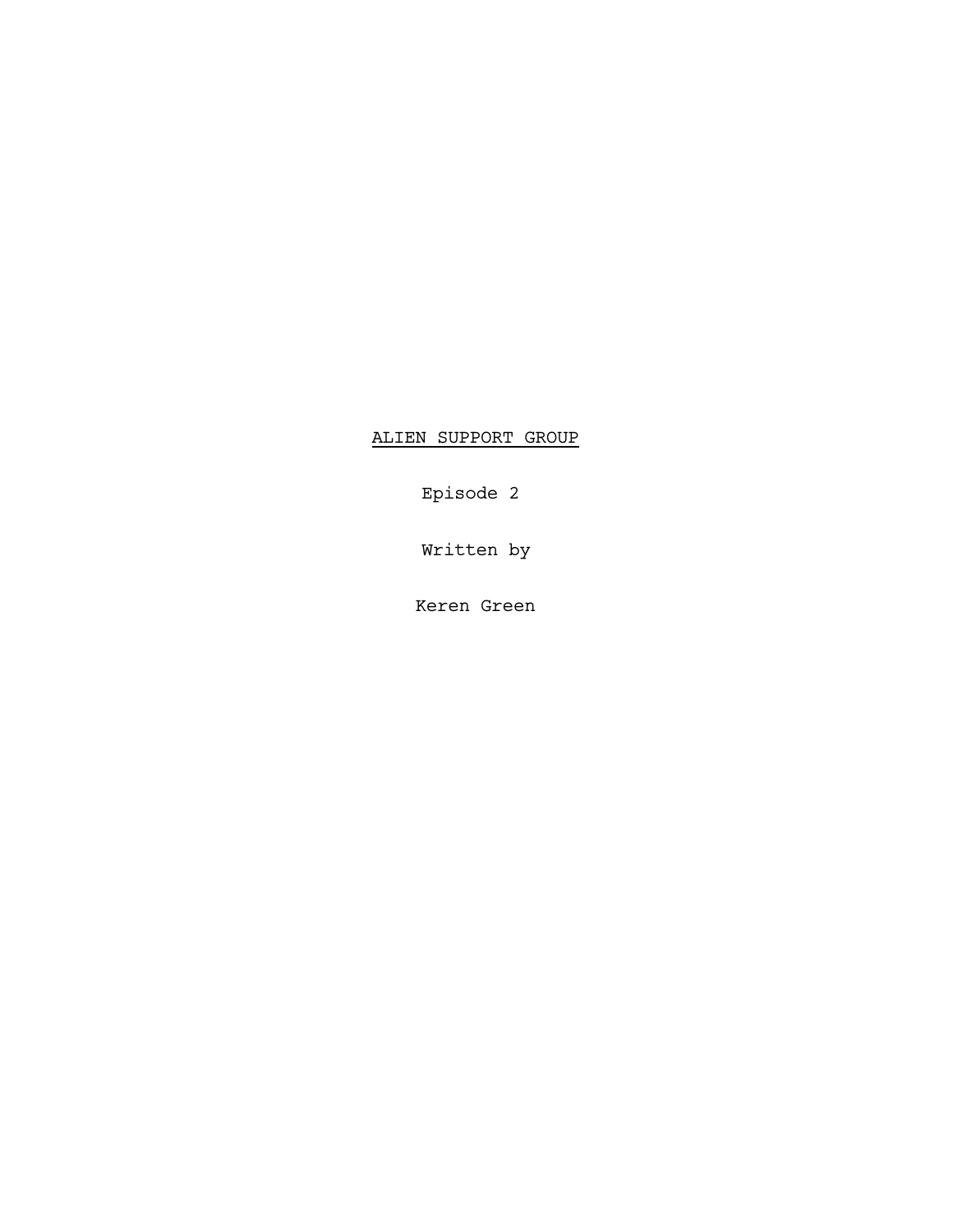<u>ALIEN SUPPORT GROUP</u>

Episode 2

Written by

Keren Green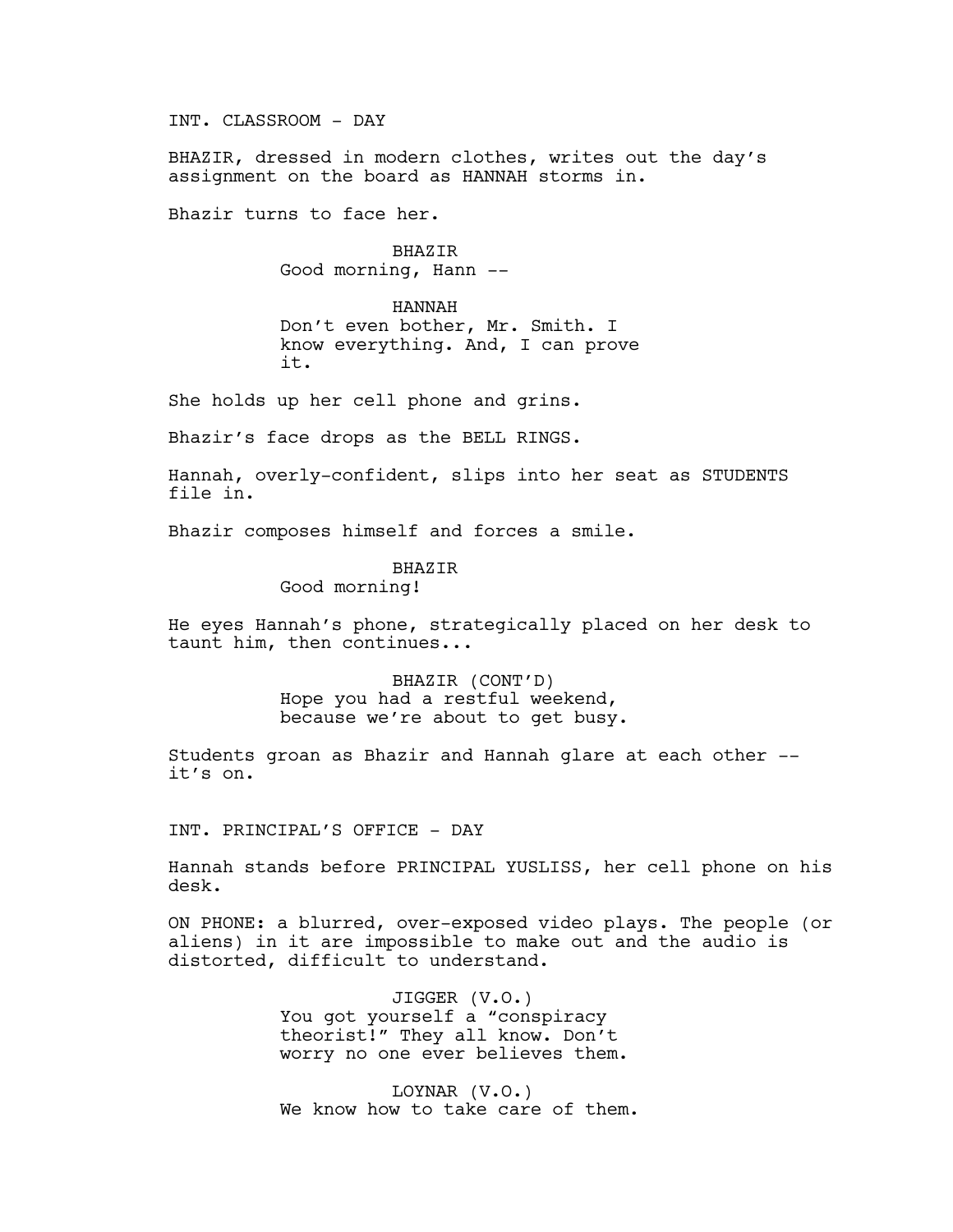INT. CLASSROOM - DAY

BHAZIR, dressed in modern clothes, writes out the day's assignment on the board as HANNAH storms in.

Bhazir turns to face her.

BHAZIR
Good morning, Hann --

HANNAH
Don't even bother, Mr. Smith. I know everything. And, I can prove it.

She holds up her cell phone and grins.

Bhazir's face drops as the BELL RINGS.

Hannah, overly-confident, slips into her seat as STUDENTS file in.

Bhazir composes himself and forces a smile.

BHAZIR
Good morning!

He eyes Hannah's phone, strategically placed on her desk to taunt him, then continues...

BHAZIR (CONT'D)
Hope you had a restful weekend, because we're about to get busy.

Students groan as Bhazir and Hannah glare at each other -- it's on.

INT. PRINCIPAL'S OFFICE - DAY

Hannah stands before PRINCIPAL YUSLISS, her cell phone on his desk.

ON PHONE: a blurred, over-exposed video plays. The people (or aliens) in it are impossible to make out and the audio is distorted, difficult to understand.

JIGGER (V.O.)
You got yourself a "conspiracy theorist!" They all know. Don't worry no one ever believes them.

LOYNAR (V.O.)
We know how to take care of them.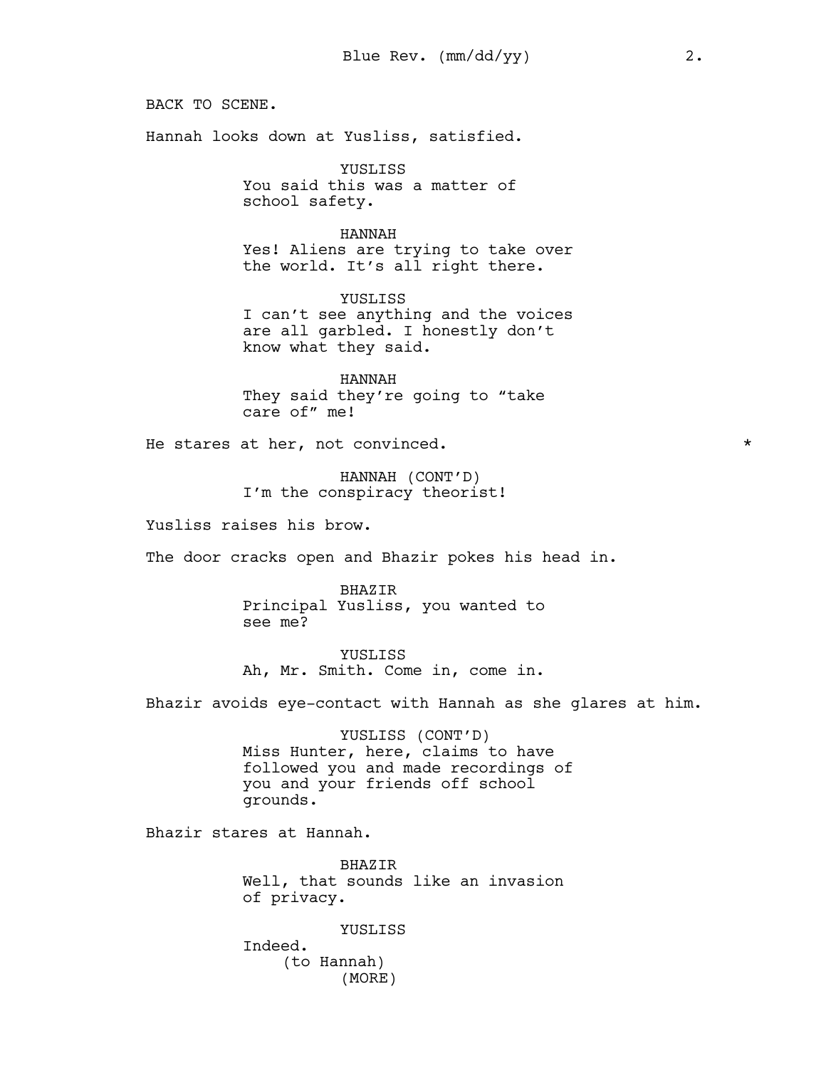BACK TO SCENE.

Hannah looks down at Yusliss, satisfied.

YUSLISS
You said this was a matter of school safety.

HANNAH
Yes! Aliens are trying to take over the world. It's all right there.

YUSLISS
I can't see anything and the voices are all garbled. I honestly don't know what they said.

HANNAH
They said they're going to "take care of" me!

He stares at her, not convinced. *

HANNAH (CONT'D)
I'm the conspiracy theorist!

Yusliss raises his brow.

The door cracks open and Bhazir pokes his head in.

BHAZIR
Principal Yusliss, you wanted to see me?

YUSLISS
Ah, Mr. Smith. Come in, come in.

Bhazir avoids eye-contact with Hannah as she glares at him.

YUSLISS (CONT'D)
Miss Hunter, here, claims to have followed you and made recordings of you and your friends off school grounds.

Bhazir stares at Hannah.

BHAZIR
Well, that sounds like an invasion of privacy.

YUSLISS
Indeed.
(to Hannah)
(MORE)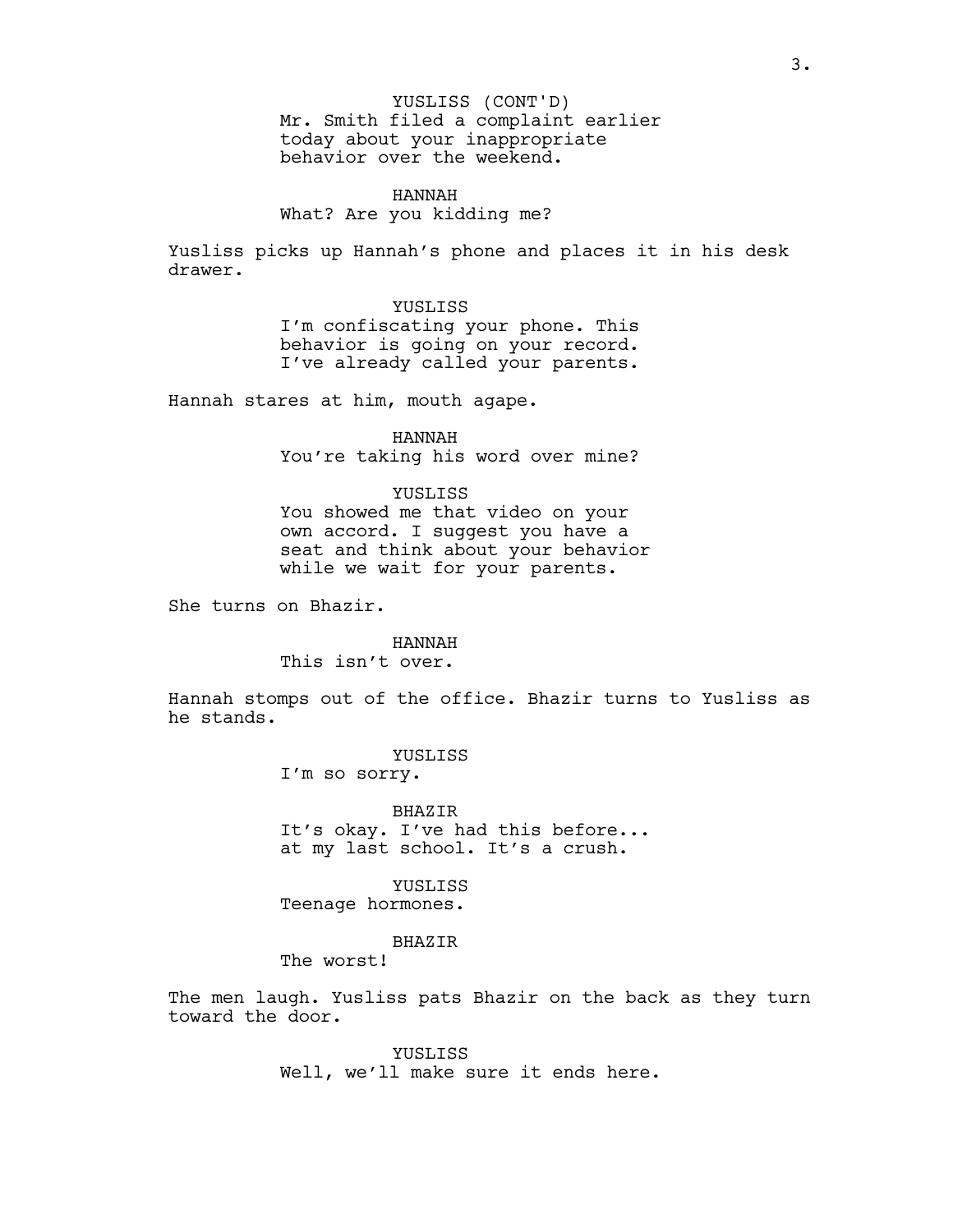YUSLISS (CONT'D)
Mr. Smith filed a complaint earlier today about your inappropriate behavior over the weekend.

HANNAH
What? Are you kidding me?

Yusliss picks up Hannah's phone and places it in his desk drawer.

YUSLISS
I'm confiscating your phone. This behavior is going on your record. I've already called your parents.

Hannah stares at him, mouth agape.

HANNAH
You're taking his word over mine?

YUSLISS
You showed me that video on your own accord. I suggest you have a seat and think about your behavior while we wait for your parents.

She turns on Bhazir.

HANNAH
This isn't over.

Hannah stomps out of the office. Bhazir turns to Yusliss as he stands.

YUSLISS
I'm so sorry.

BHAZIR
It's okay. I've had this before... at my last school. It's a crush.

YUSLISS
Teenage hormones.

BHAZIR
The worst!

The men laugh. Yusliss pats Bhazir on the back as they turn toward the door.

YUSLISS
Well, we'll make sure it ends here.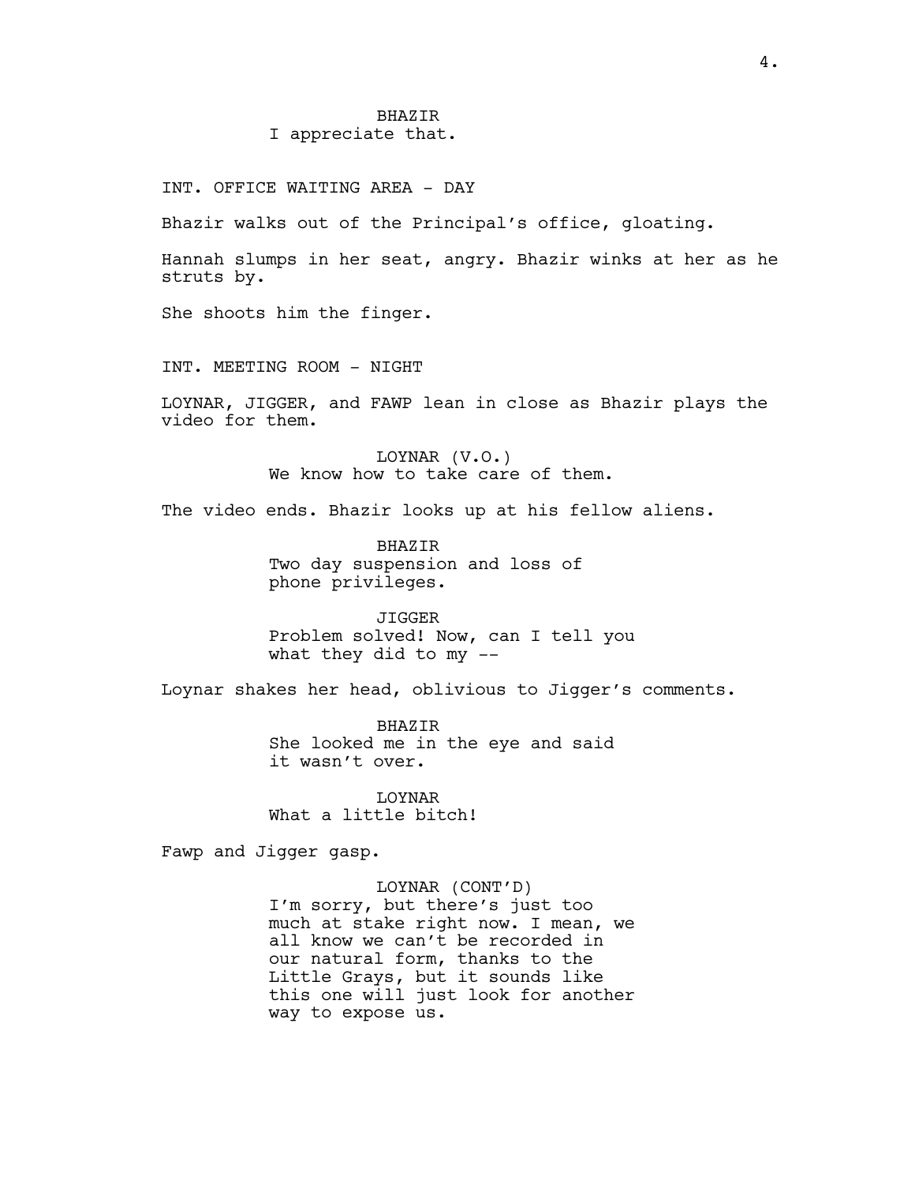BHAZIR
I appreciate that.

INT. OFFICE WAITING AREA - DAY

Bhazir walks out of the Principal's office, gloating.

Hannah slumps in her seat, angry. Bhazir winks at her as he struts by.

She shoots him the finger.

INT. MEETING ROOM - NIGHT

LOYNAR, JIGGER, and FAWP lean in close as Bhazir plays the video for them.

LOYNAR (V.O.)
We know how to take care of them.

The video ends. Bhazir looks up at his fellow aliens.

BHAZIR
Two day suspension and loss of phone privileges.

JIGGER
Problem solved! Now, can I tell you what they did to my --

Loynar shakes her head, oblivious to Jigger's comments.

BHAZIR
She looked me in the eye and said it wasn't over.

LOYNAR
What a little bitch!

Fawp and Jigger gasp.

LOYNAR (CONT'D)
I'm sorry, but there's just too much at stake right now. I mean, we all know we can't be recorded in our natural form, thanks to the Little Grays, but it sounds like this one will just look for another way to expose us.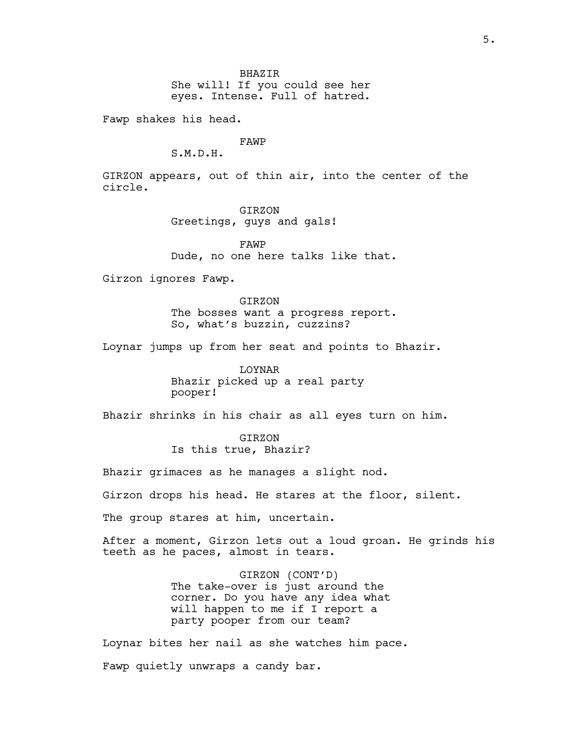BHAZIR
She will! If you could see her eyes. Intense. Full of hatred.

Fawp shakes his head.

FAWP
S.M.D.H.

GIRZON appears, out of thin air, into the center of the circle.

GIRZON
Greetings, guys and gals!

FAWP
Dude, no one here talks like that.

Girzon ignores Fawp.

GIRZON
The bosses want a progress report. So, what's buzzin, cuzzins?

Loynar jumps up from her seat and points to Bhazir.

LOYNAR
Bhazir picked up a real party pooper!

Bhazir shrinks in his chair as all eyes turn on him.

GIRZON
Is this true, Bhazir?

Bhazir grimaces as he manages a slight nod.

Girzon drops his head. He stares at the floor, silent.

The group stares at him, uncertain.

After a moment, Girzon lets out a loud groan. He grinds his teeth as he paces, almost in tears.

GIRZON (CONT'D)
The take-over is just around the corner. Do you have any idea what will happen to me if I report a party pooper from our team?

Loynar bites her nail as she watches him pace.

Fawp quietly unwraps a candy bar.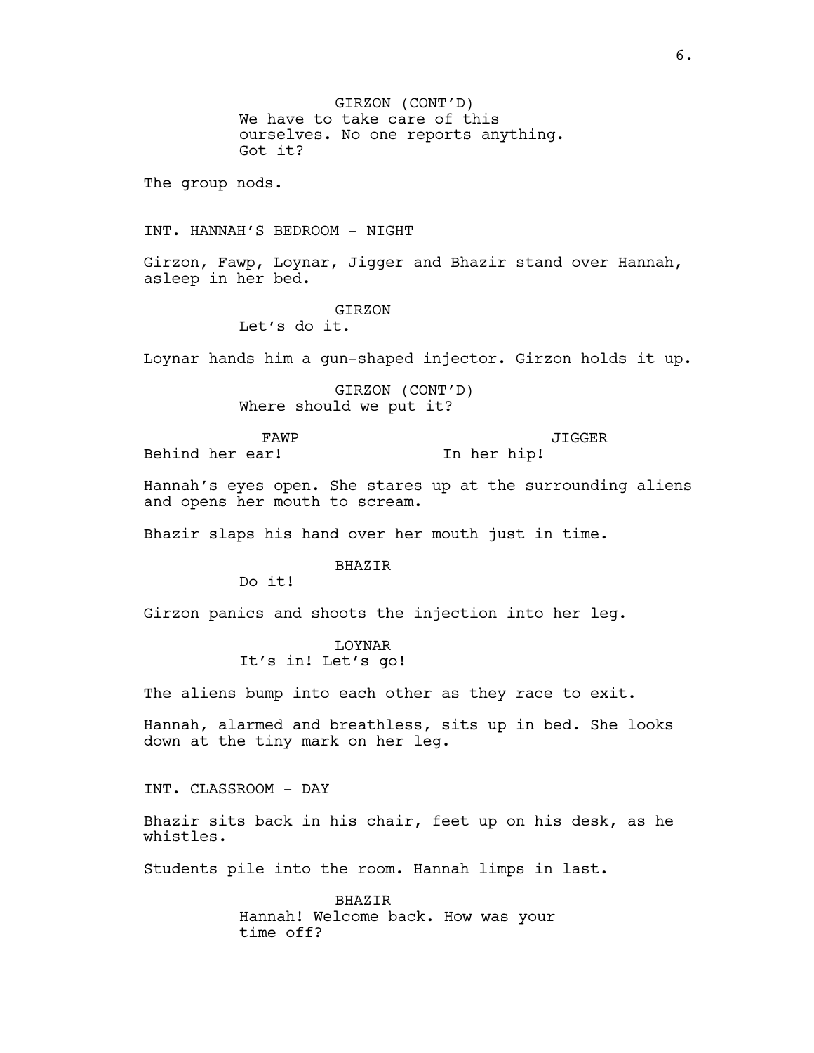GIRZON (CONT'D)
We have to take care of this ourselves. No one reports anything. Got it?

The group nods.

INT. HANNAH'S BEDROOM - NIGHT

Girzon, Fawp, Loynar, Jigger and Bhazir stand over Hannah, asleep in her bed.

GIRZON
Let's do it.

Loynar hands him a gun-shaped injector. Girzon holds it up.

GIRZON (CONT'D)
Where should we put it?

FAWP
Behind her ear!

JIGGER
In her hip!

Hannah's eyes open. She stares up at the surrounding aliens and opens her mouth to scream.

Bhazir slaps his hand over her mouth just in time.

BHAZIR
Do it!

Girzon panics and shoots the injection into her leg.

LOYNAR
It's in! Let's go!

The aliens bump into each other as they race to exit.

Hannah, alarmed and breathless, sits up in bed. She looks down at the tiny mark on her leg.

INT. CLASSROOM - DAY

Bhazir sits back in his chair, feet up on his desk, as he whistles.

Students pile into the room. Hannah limps in last.

BHAZIR
Hannah! Welcome back. How was your time off?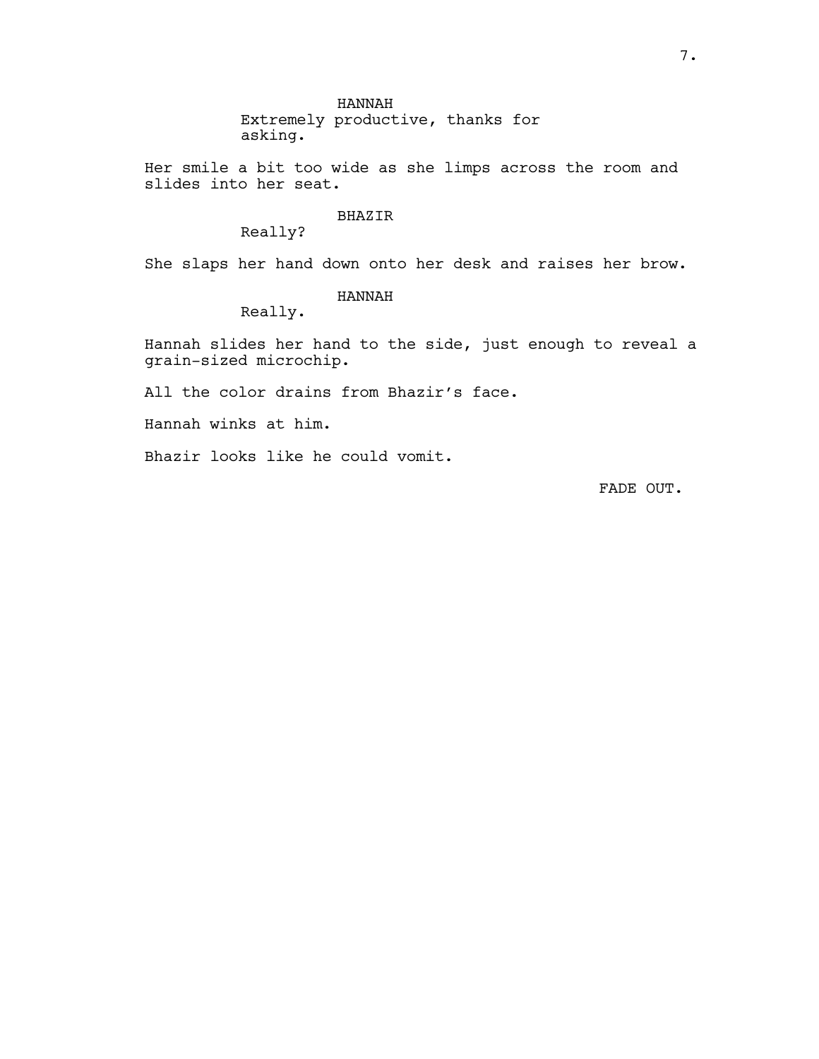HANNAH
Extremely productive, thanks for asking.

Her smile a bit too wide as she limps across the room and slides into her seat.

BHAZIR
Really?

She slaps her hand down onto her desk and raises her brow.

HANNAH
Really.

Hannah slides her hand to the side, just enough to reveal a grain-sized microchip.

All the color drains from Bhazir's face.

Hannah winks at him.

Bhazir looks like he could vomit.

FADE OUT.